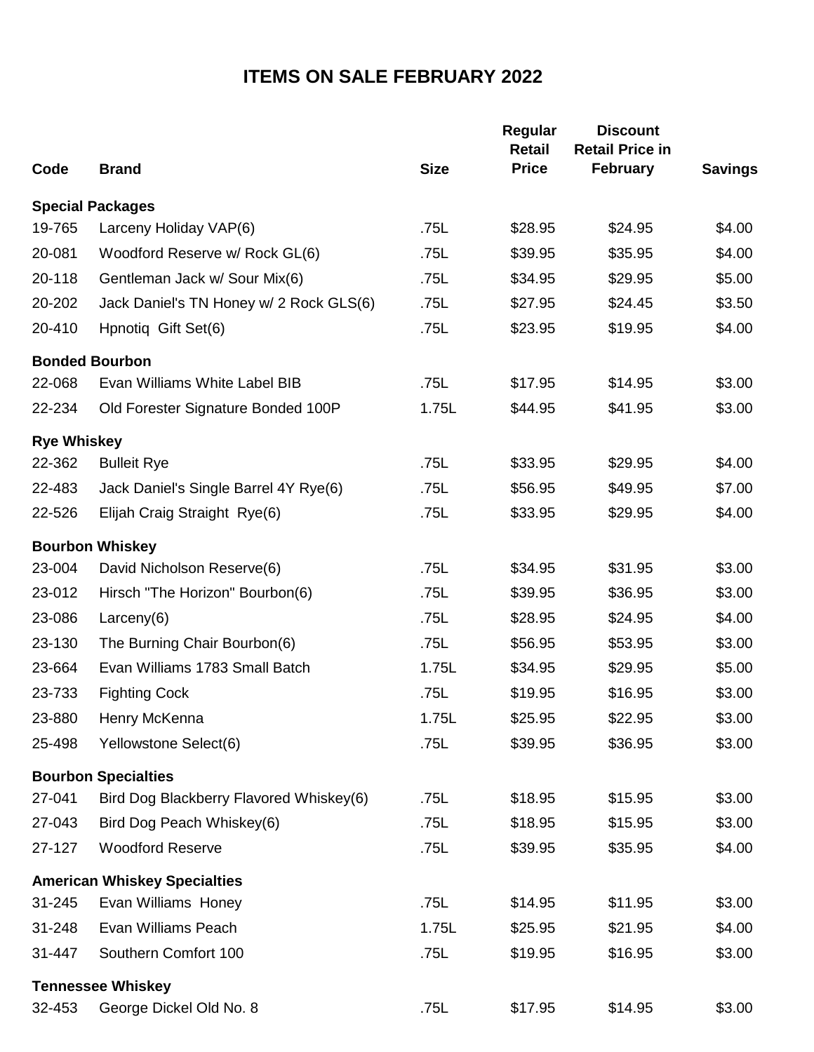# ITEMS ON SALE FEBRUARY 2022

| Code | Brand | Size | Regular Retail Price | Discount Retail Price in February | Savings |
|---|---|---|---|---|---|
| **Special Packages** | | | | | |
| 19-765 | Larceny Holiday VAP(6) | .75L | $28.95 | $24.95 | $4.00 |
| 20-081 | Woodford Reserve w/ Rock GL(6) | .75L | $39.95 | $35.95 | $4.00 |
| 20-118 | Gentleman Jack w/ Sour Mix(6) | .75L | $34.95 | $29.95 | $5.00 |
| 20-202 | Jack Daniel's TN Honey w/ 2 Rock GLS(6) | .75L | $27.95 | $24.45 | $3.50 |
| 20-410 | Hpnotiq Gift Set(6) | .75L | $23.95 | $19.95 | $4.00 |
| **Bonded Bourbon** | | | | | |
| 22-068 | Evan Williams White Label BIB | .75L | $17.95 | $14.95 | $3.00 |
| 22-234 | Old Forester Signature Bonded 100P | 1.75L | $44.95 | $41.95 | $3.00 |
| **Rye Whiskey** | | | | | |
| 22-362 | Bulleit Rye | .75L | $33.95 | $29.95 | $4.00 |
| 22-483 | Jack Daniel's Single Barrel 4Y Rye(6) | .75L | $56.95 | $49.95 | $7.00 |
| 22-526 | Elijah Craig Straight Rye(6) | .75L | $33.95 | $29.95 | $4.00 |
| **Bourbon Whiskey** | | | | | |
| 23-004 | David Nicholson Reserve(6) | .75L | $34.95 | $31.95 | $3.00 |
| 23-012 | Hirsch "The Horizon" Bourbon(6) | .75L | $39.95 | $36.95 | $3.00 |
| 23-086 | Larceny(6) | .75L | $28.95 | $24.95 | $4.00 |
| 23-130 | The Burning Chair Bourbon(6) | .75L | $56.95 | $53.95 | $3.00 |
| 23-664 | Evan Williams 1783 Small Batch | 1.75L | $34.95 | $29.95 | $5.00 |
| 23-733 | Fighting Cock | .75L | $19.95 | $16.95 | $3.00 |
| 23-880 | Henry McKenna | 1.75L | $25.95 | $22.95 | $3.00 |
| 25-498 | Yellowstone Select(6) | .75L | $39.95 | $36.95 | $3.00 |
| **Bourbon Specialties** | | | | | |
| 27-041 | Bird Dog Blackberry Flavored Whiskey(6) | .75L | $18.95 | $15.95 | $3.00 |
| 27-043 | Bird Dog Peach Whiskey(6) | .75L | $18.95 | $15.95 | $3.00 |
| 27-127 | Woodford Reserve | .75L | $39.95 | $35.95 | $4.00 |
| **American Whiskey Specialties** | | | | | |
| 31-245 | Evan Williams Honey | .75L | $14.95 | $11.95 | $3.00 |
| 31-248 | Evan Williams Peach | 1.75L | $25.95 | $21.95 | $4.00 |
| 31-447 | Southern Comfort 100 | .75L | $19.95 | $16.95 | $3.00 |
| **Tennessee Whiskey** | | | | | |
| 32-453 | George Dickel Old No. 8 | .75L | $17.95 | $14.95 | $3.00 |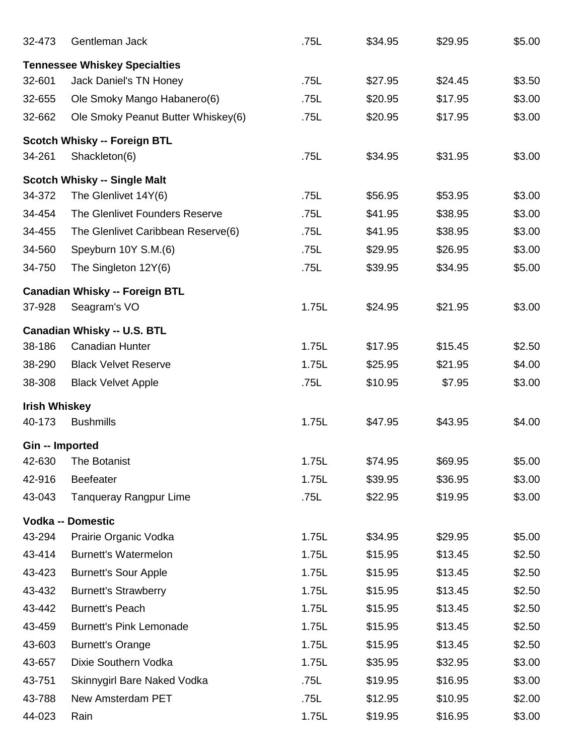| | | | | | |
|---|---|---|---|---|---|
| 32-473 | Gentleman Jack | .75L | $34.95 | $29.95 | $5.00 |
| **Tennessee Whiskey Specialties** | | | | | |
| 32-601 | Jack Daniel's TN Honey | .75L | $27.95 | $24.45 | $3.50 |
| 32-655 | Ole Smoky Mango Habanero(6) | .75L | $20.95 | $17.95 | $3.00 |
| 32-662 | Ole Smoky Peanut Butter Whiskey(6) | .75L | $20.95 | $17.95 | $3.00 |
| **Scotch Whisky -- Foreign BTL** | | | | | |
| 34-261 | Shackleton(6) | .75L | $34.95 | $31.95 | $3.00 |
| **Scotch Whisky -- Single Malt** | | | | | |
| 34-372 | The Glenlivet 14Y(6) | .75L | $56.95 | $53.95 | $3.00 |
| 34-454 | The Glenlivet Founders Reserve | .75L | $41.95 | $38.95 | $3.00 |
| 34-455 | The Glenlivet Caribbean Reserve(6) | .75L | $41.95 | $38.95 | $3.00 |
| 34-560 | Speyburn 10Y S.M.(6) | .75L | $29.95 | $26.95 | $3.00 |
| 34-750 | The Singleton 12Y(6) | .75L | $39.95 | $34.95 | $5.00 |
| **Canadian Whisky -- Foreign BTL** | | | | | |
| 37-928 | Seagram's VO | 1.75L | $24.95 | $21.95 | $3.00 |
| **Canadian Whisky -- U.S. BTL** | | | | | |
| 38-186 | Canadian Hunter | 1.75L | $17.95 | $15.45 | $2.50 |
| 38-290 | Black Velvet Reserve | 1.75L | $25.95 | $21.95 | $4.00 |
| 38-308 | Black Velvet Apple | .75L | $10.95 | $7.95 | $3.00 |
| **Irish Whiskey** | | | | | |
| 40-173 | Bushmills | 1.75L | $47.95 | $43.95 | $4.00 |
| **Gin -- Imported** | | | | | |
| 42-630 | The Botanist | 1.75L | $74.95 | $69.95 | $5.00 |
| 42-916 | Beefeater | 1.75L | $39.95 | $36.95 | $3.00 |
| 43-043 | Tanqueray Rangpur Lime | .75L | $22.95 | $19.95 | $3.00 |
| **Vodka -- Domestic** | | | | | |
| 43-294 | Prairie Organic Vodka | 1.75L | $34.95 | $29.95 | $5.00 |
| 43-414 | Burnett's Watermelon | 1.75L | $15.95 | $13.45 | $2.50 |
| 43-423 | Burnett's Sour Apple | 1.75L | $15.95 | $13.45 | $2.50 |
| 43-432 | Burnett's Strawberry | 1.75L | $15.95 | $13.45 | $2.50 |
| 43-442 | Burnett's Peach | 1.75L | $15.95 | $13.45 | $2.50 |
| 43-459 | Burnett's Pink Lemonade | 1.75L | $15.95 | $13.45 | $2.50 |
| 43-603 | Burnett's Orange | 1.75L | $15.95 | $13.45 | $2.50 |
| 43-657 | Dixie Southern Vodka | 1.75L | $35.95 | $32.95 | $3.00 |
| 43-751 | Skinnygirl Bare Naked Vodka | .75L | $19.95 | $16.95 | $3.00 |
| 43-788 | New Amsterdam PET | .75L | $12.95 | $10.95 | $2.00 |
| 44-023 | Rain | 1.75L | $19.95 | $16.95 | $3.00 |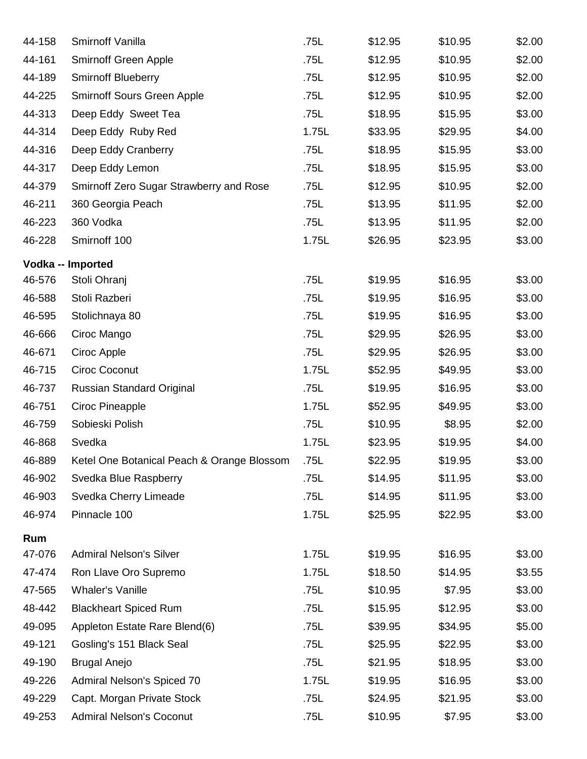| | | | | | |
|---|---|---|---|---|---|
| 44-158 | Smirnoff Vanilla | .75L | $12.95 | $10.95 | $2.00 |
| 44-161 | Smirnoff Green Apple | .75L | $12.95 | $10.95 | $2.00 |
| 44-189 | Smirnoff Blueberry | .75L | $12.95 | $10.95 | $2.00 |
| 44-225 | Smirnoff Sours Green Apple | .75L | $12.95 | $10.95 | $2.00 |
| 44-313 | Deep Eddy Sweet Tea | .75L | $18.95 | $15.95 | $3.00 |
| 44-314 | Deep Eddy Ruby Red | 1.75L | $33.95 | $29.95 | $4.00 |
| 44-316 | Deep Eddy Cranberry | .75L | $18.95 | $15.95 | $3.00 |
| 44-317 | Deep Eddy Lemon | .75L | $18.95 | $15.95 | $3.00 |
| 44-379 | Smirnoff Zero Sugar Strawberry and Rose | .75L | $12.95 | $10.95 | $2.00 |
| 46-211 | 360 Georgia Peach | .75L | $13.95 | $11.95 | $2.00 |
| 46-223 | 360 Vodka | .75L | $13.95 | $11.95 | $2.00 |
| 46-228 | Smirnoff 100 | 1.75L | $26.95 | $23.95 | $3.00 |
| **Vodka -- Imported** | | | | | |
| 46-576 | Stoli Ohranj | .75L | $19.95 | $16.95 | $3.00 |
| 46-588 | Stoli Razberi | .75L | $19.95 | $16.95 | $3.00 |
| 46-595 | Stolichnaya 80 | .75L | $19.95 | $16.95 | $3.00 |
| 46-666 | Ciroc Mango | .75L | $29.95 | $26.95 | $3.00 |
| 46-671 | Ciroc Apple | .75L | $29.95 | $26.95 | $3.00 |
| 46-715 | Ciroc Coconut | 1.75L | $52.95 | $49.95 | $3.00 |
| 46-737 | Russian Standard Original | .75L | $19.95 | $16.95 | $3.00 |
| 46-751 | Ciroc Pineapple | 1.75L | $52.95 | $49.95 | $3.00 |
| 46-759 | Sobieski Polish | .75L | $10.95 | $8.95 | $2.00 |
| 46-868 | Svedka | 1.75L | $23.95 | $19.95 | $4.00 |
| 46-889 | Ketel One Botanical Peach & Orange Blossom | .75L | $22.95 | $19.95 | $3.00 |
| 46-902 | Svedka Blue Raspberry | .75L | $14.95 | $11.95 | $3.00 |
| 46-903 | Svedka Cherry Limeade | .75L | $14.95 | $11.95 | $3.00 |
| 46-974 | Pinnacle 100 | 1.75L | $25.95 | $22.95 | $3.00 |
| **Rum** | | | | | |
| 47-076 | Admiral Nelson's Silver | 1.75L | $19.95 | $16.95 | $3.00 |
| 47-474 | Ron Llave Oro Supremo | 1.75L | $18.50 | $14.95 | $3.55 |
| 47-565 | Whaler's Vanille | .75L | $10.95 | $7.95 | $3.00 |
| 48-442 | Blackheart Spiced Rum | .75L | $15.95 | $12.95 | $3.00 |
| 49-095 | Appleton Estate Rare Blend(6) | .75L | $39.95 | $34.95 | $5.00 |
| 49-121 | Gosling's 151 Black Seal | .75L | $25.95 | $22.95 | $3.00 |
| 49-190 | Brugal Anejo | .75L | $21.95 | $18.95 | $3.00 |
| 49-226 | Admiral Nelson's Spiced 70 | 1.75L | $19.95 | $16.95 | $3.00 |
| 49-229 | Capt. Morgan Private Stock | .75L | $24.95 | $21.95 | $3.00 |
| 49-253 | Admiral Nelson's Coconut | .75L | $10.95 | $7.95 | $3.00 |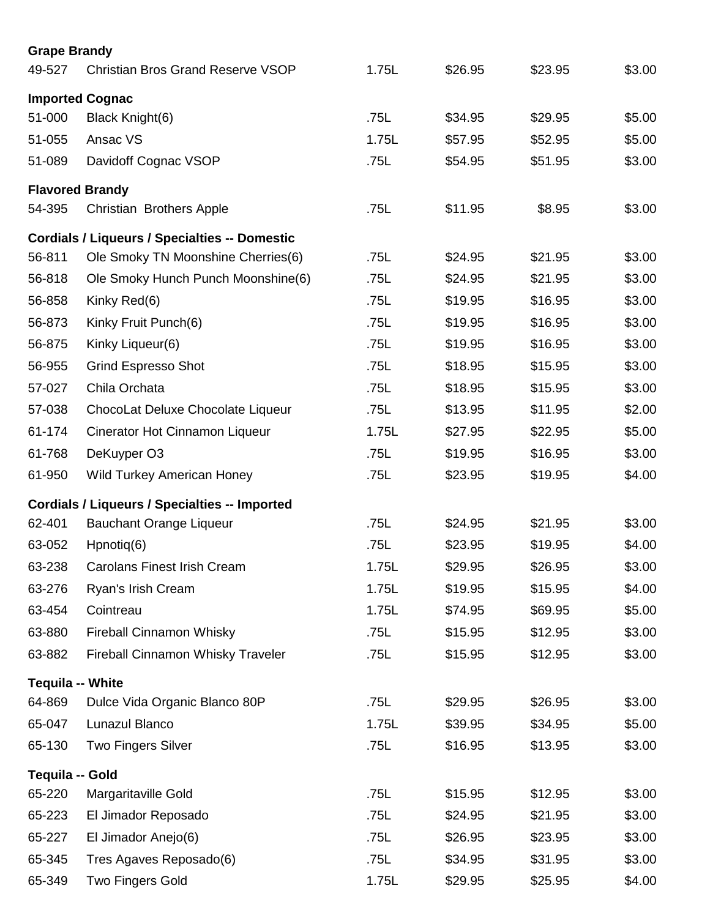**Grape Brandy**

| | | | | | |
|---|---|---|---|---|---|
| 49-527 | Christian Bros Grand Reserve VSOP | 1.75L | $26.95 | $23.95 | $3.00 |

**Imported Cognac**

| | | | | | |
|---|---|---|---|---|---|
| 51-000 | Black Knight(6) | .75L | $34.95 | $29.95 | $5.00 |
| 51-055 | Ansac VS | 1.75L | $57.95 | $52.95 | $5.00 |
| 51-089 | Davidoff Cognac VSOP | .75L | $54.95 | $51.95 | $3.00 |

**Flavored Brandy**

| | | | | | |
|---|---|---|---|---|---|
| 54-395 | Christian Brothers Apple | .75L | $11.95 | $8.95 | $3.00 |

**Cordials / Liqueurs / Specialties -- Domestic**

| | | | | | |
|---|---|---|---|---|---|
| 56-811 | Ole Smoky TN Moonshine Cherries(6) | .75L | $24.95 | $21.95 | $3.00 |
| 56-818 | Ole Smoky Hunch Punch Moonshine(6) | .75L | $24.95 | $21.95 | $3.00 |
| 56-858 | Kinky Red(6) | .75L | $19.95 | $16.95 | $3.00 |
| 56-873 | Kinky Fruit Punch(6) | .75L | $19.95 | $16.95 | $3.00 |
| 56-875 | Kinky Liqueur(6) | .75L | $19.95 | $16.95 | $3.00 |
| 56-955 | Grind Espresso Shot | .75L | $18.95 | $15.95 | $3.00 |
| 57-027 | Chila Orchata | .75L | $18.95 | $15.95 | $3.00 |
| 57-038 | ChocoLat Deluxe Chocolate Liqueur | .75L | $13.95 | $11.95 | $2.00 |
| 61-174 | Cinerator Hot Cinnamon Liqueur | 1.75L | $27.95 | $22.95 | $5.00 |
| 61-768 | DeKuyper O3 | .75L | $19.95 | $16.95 | $3.00 |
| 61-950 | Wild Turkey American Honey | .75L | $23.95 | $19.95 | $4.00 |

**Cordials / Liqueurs / Specialties -- Imported**

| | | | | | |
|---|---|---|---|---|---|
| 62-401 | Bauchant Orange Liqueur | .75L | $24.95 | $21.95 | $3.00 |
| 63-052 | Hpnotiq(6) | .75L | $23.95 | $19.95 | $4.00 |
| 63-238 | Carolans Finest Irish Cream | 1.75L | $29.95 | $26.95 | $3.00 |
| 63-276 | Ryan's Irish Cream | 1.75L | $19.95 | $15.95 | $4.00 |
| 63-454 | Cointreau | 1.75L | $74.95 | $69.95 | $5.00 |
| 63-880 | Fireball Cinnamon Whisky | .75L | $15.95 | $12.95 | $3.00 |
| 63-882 | Fireball Cinnamon Whisky Traveler | .75L | $15.95 | $12.95 | $3.00 |

**Tequila -- White**

| | | | | | |
|---|---|---|---|---|---|
| 64-869 | Dulce Vida Organic Blanco 80P | .75L | $29.95 | $26.95 | $3.00 |
| 65-047 | Lunazul Blanco | 1.75L | $39.95 | $34.95 | $5.00 |
| 65-130 | Two Fingers Silver | .75L | $16.95 | $13.95 | $3.00 |

**Tequila -- Gold**

| | | | | | |
|---|---|---|---|---|---|
| 65-220 | Margaritaville Gold | .75L | $15.95 | $12.95 | $3.00 |
| 65-223 | El Jimador Reposado | .75L | $24.95 | $21.95 | $3.00 |
| 65-227 | El Jimador Anejo(6) | .75L | $26.95 | $23.95 | $3.00 |
| 65-345 | Tres Agaves Reposado(6) | .75L | $34.95 | $31.95 | $3.00 |
| 65-349 | Two Fingers Gold | 1.75L | $29.95 | $25.95 | $4.00 |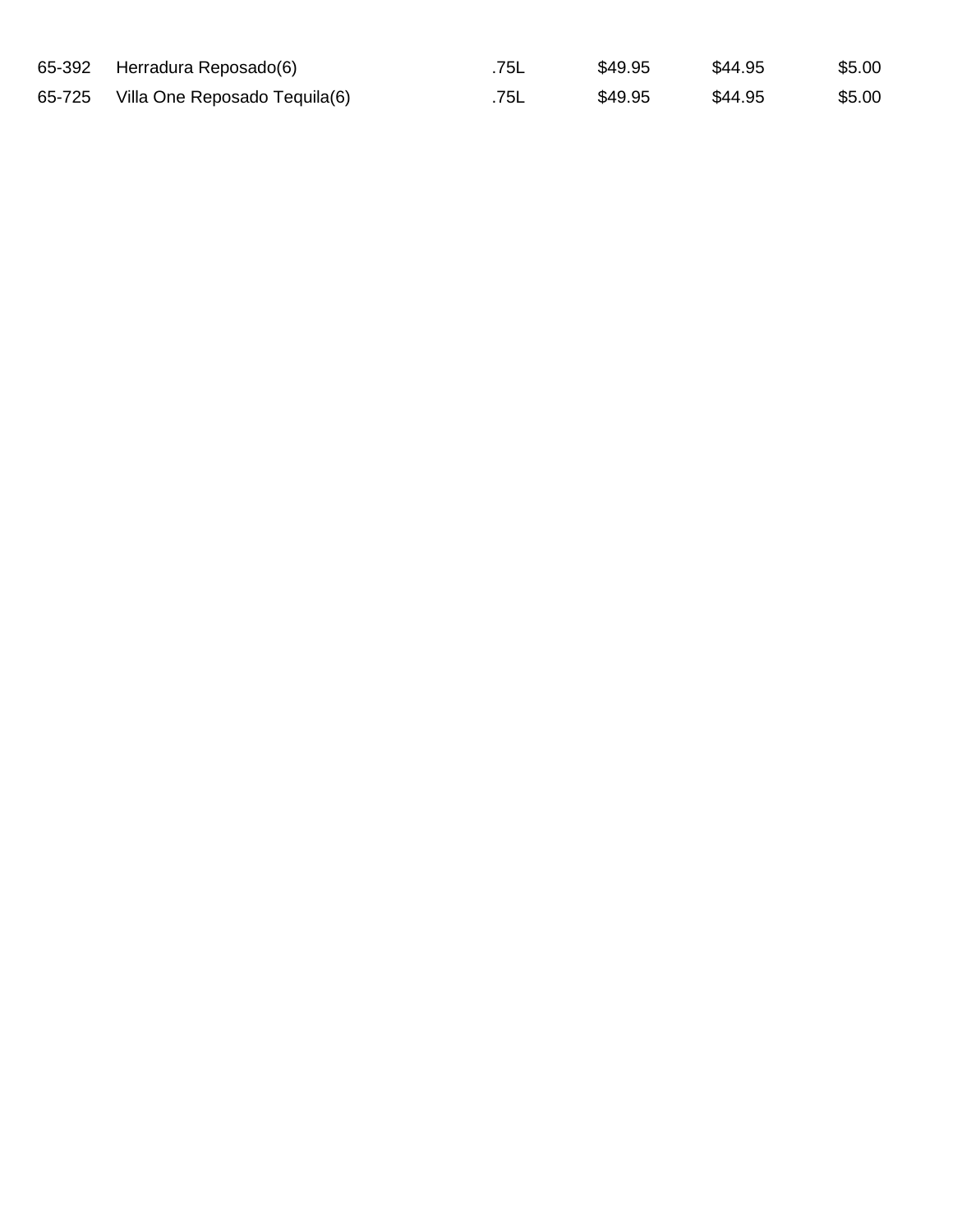| | | | | | |
|---|---|---|---|---|---|
| 65-392 | Herradura Reposado(6) | .75L | $49.95 | $44.95 | $5.00 |
| 65-725 | Villa One Reposado Tequila(6) | .75L | $49.95 | $44.95 | $5.00 |